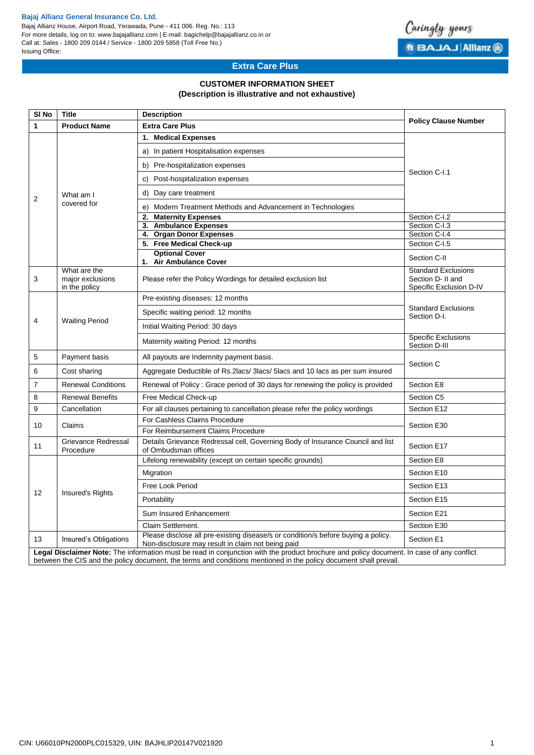**Bajaj Allianz General Insurance Co. Ltd.**
Bajaj Allianz House, Airport Road, Yerawada, Pune - 411 006. Reg. No.: 113
For more details, log on to: www.bajajallianz.com | E-mail: bagichelp@bajajallianz.co.in or
Call at: Sales - 1800 209 0144 / Service - 1800 209 5858 (Toll Free No.)
Issuing Office:

## Extra Care Plus

### CUSTOMER INFORMATION SHEET
**(Description is illustrative and not exhaustive)**

| Sl No | Title | Description | Policy Clause Number |
|---|---|---|---|
| **1** | **Product Name** | **Extra Care Plus** | |
| 2 | What am I covered for | **1. Medical Expenses** | Section C-I.1 |
| | | a) In patient Hospitalisation expenses | |
| | | b) Pre-hospitalization expenses | |
| | | c) Post-hospitalization expenses | |
| | | d) Day care treatment | |
| | | e) Modern Treatment Methods and Advancement in Technologies | |
| | | **2. Maternity Expenses** | Section C-I.2 |
| | | **3. Ambulance Expenses** | Section C-I.3 |
| | | **4. Organ Donor Expenses** | Section C-I.4 |
| | | **5. Free Medical Check-up** | Section C-I.5 |
| | | **Optional Cover** **1. Air Ambulance Cover** | Section C-II |
| 3 | What are the major exclusions in the policy | Please refer the Policy Wordings for detailed exclusion list | Standard Exclusions Section D- II and Specific Exclusion D-IV |
| 4 | Waiting Period | Pre-existing diseases: 12 months | Standard Exclusions Section D-I. |
| | | Specific waiting period: 12 months | |
| | | Initial Waiting Period: 30 days | |
| | | Maternity waiting Period: 12 months | Specific Exclusions Section D-III |
| 5 | Payment basis | All payouts are Indemnity payment basis. | Section C |
| 6 | Cost sharing | Aggregate Deductible of Rs.2lacs/ 3lacs/ 5lacs and 10 lacs as per sum insured | |
| 7 | Renewal Conditions | Renewal of Policy : Grace period of 30 days for renewing the policy is provided | Section E8 |
| 8 | Renewal Benefits | Free Medical Check-up | Section C5 |
| 9 | Cancellation | For all clauses pertaining to cancellation please refer the policy wordings | Section E12 |
| 10 | Claims | For Cashless Claims Procedure | Section E30 |
| | | For Reimbursement Claims Procedure | |
| 11 | Grievance Redressal Procedure | Details Grievance Redressal cell, Governing Body of Insurance Council and list of Ombudsman offices | Section E17 |
| 12 | Insured's Rights | Lifelong renewability (except on certain specific grounds) | Section E8 |
| | | Migration | Section E10 |
| | | Free Look Period | Section E13 |
| | | Portability | Section E15 |
| | | Sum Insured Enhancement | Section E21 |
| | | Claim Settlement. | Section E30 |
| 13 | Insured's Obligations | Please disclose all pre-existing disease/s or condition/s before buying a policy. Non-disclosure may result in claim not being paid | Section E1 |

**Legal Disclaimer Note:** The information must be read in conjunction with the product brochure and policy document. In case of any conflict between the CIS and the policy document, the terms and conditions mentioned in the policy document shall prevail.

CIN: U66010PN2000PLC015329, UIN: BAJHLIP20147V021920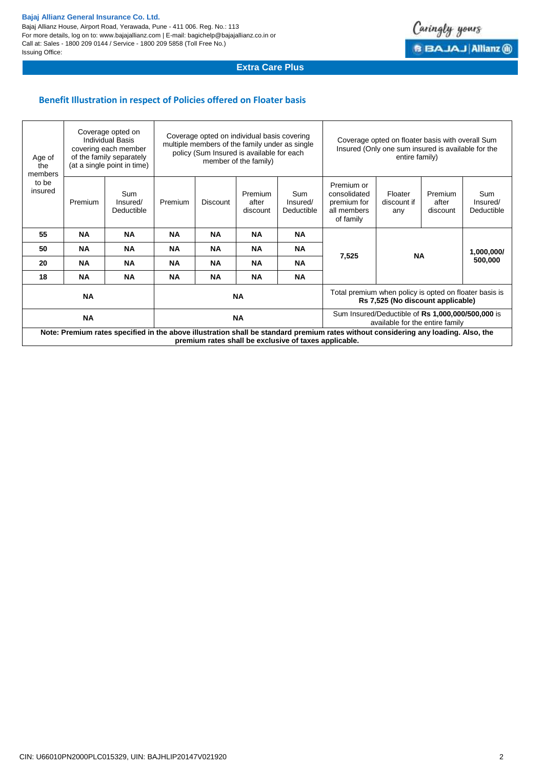Bajaj Allianz General Insurance Co. Ltd.
Bajaj Allianz House, Airport Road, Yerawada, Pune - 411 006. Reg. No.: 113
For more details, log on to: www.bajajallianz.com | E-mail: bagichelp@bajajallianz.co.in or
Call at: Sales - 1800 209 0144 / Service - 1800 209 5858 (Toll Free No.)
Issuing Office:

Caringly yours
BAJAJ Allianz

**Extra Care Plus**

## Benefit Illustration in respect of Policies offered on Floater basis

| Age of the members to be insured | Coverage opted on Individual Basis covering each member of the family separately (at a single point in time) | | Coverage opted on individual basis covering multiple members of the family under as single policy (Sum Insured is available for each member of the family) | | | | Coverage opted on floater basis with overall Sum Insured (Only one sum insured is available for the entire family) | | | |
|---|---|---|---|---|---|---|---|---|---|---|
| | Premium | Sum Insured/ Deductible | Premium | Discount | Premium after discount | Sum Insured/ Deductible | Premium or consolidated premium for all members of family | Floater discount if any | Premium after discount | Sum Insured/ Deductible |
| **55** | **NA** | **NA** | **NA** | **NA** | **NA** | **NA** | **7,525** | **NA** | | **1,000,000/ 500,000** |
| **50** | **NA** | **NA** | **NA** | **NA** | **NA** | **NA** | | | | |
| **20** | **NA** | **NA** | **NA** | **NA** | **NA** | **NA** | | | | |
| **18** | **NA** | **NA** | **NA** | **NA** | **NA** | **NA** | | | | |
| **NA** | | | **NA** | | | | Total premium when policy is opted on floater basis is **Rs 7,525 (No discount applicable)** | | | |
| **NA** | | | **NA** | | | | Sum Insured/Deductible of **Rs 1,000,000/500,000** is available for the entire family | | | |
| **Note: Premium rates specified in the above illustration shall be standard premium rates without considering any loading. Also, the premium rates shall be exclusive of taxes applicable.** | | | | | | | | | | |

CIN: U66010PN2000PLC015329, UIN: BAJHLIP20147V021920